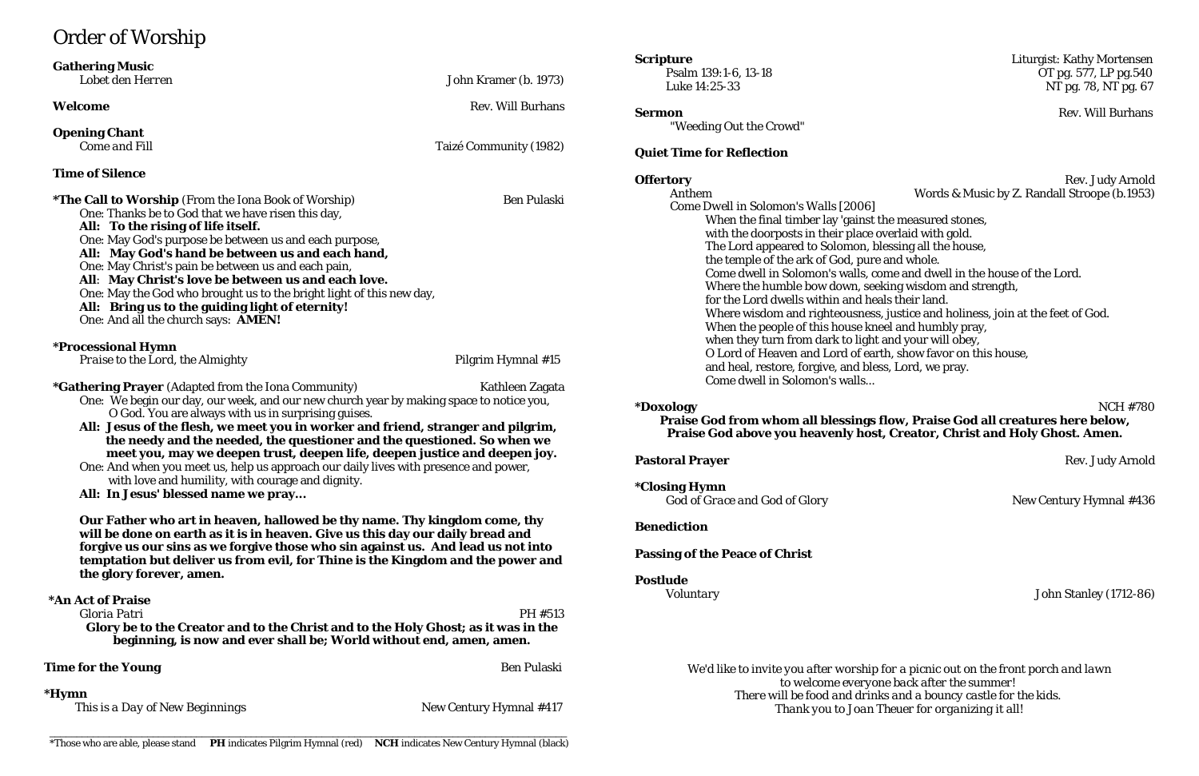# Order of Worship

**Gathering Music**
*Lobet den Herren* — John Kramer (b. 1973)

**Welcome** — Rev. Will Burhans

**Opening Chant**
*Come and Fill* — Taizé Community (1982)

**Time of Silence**

***The Call to Worship** (From the Iona Book of Worship) — Ben Pulaski

One: Thanks be to God that we have risen this day,
**All: To the rising of life itself.**
One: May God's purpose be between us and each purpose,
**All: May God's hand be between us and each hand,**
One: May Christ's pain be between us and each pain,
**All: May Christ's love be between us and each love.**
One: May the God who brought us to the bright light of this new day,
**All: Bring us to the guiding light of eternity!**
One: And all the church says: **AMEN!**

***Processional Hymn**
*Praise to the Lord, the Almighty* — Pilgrim Hymnal #15

***Gathering Prayer** (Adapted from the Iona Community) — Kathleen Zagata

One: We begin our day, our week, and our new church year by making space to notice you, O God. You are always with us in surprising guises.
**All: Jesus of the flesh, we meet you in worker and friend, stranger and pilgrim, the needy and the needed, the questioner and the questioned. So when we meet you, may we deepen trust, deepen life, deepen justice and deepen joy.**
One: And when you meet us, help us approach our daily lives with presence and power, with love and humility, with courage and dignity.
**All: In Jesus' blessed name we pray...**

**Our Father who art in heaven, hallowed be thy name. Thy kingdom come, thy will be done on earth as it is in heaven. Give us this day our daily bread and forgive us our sins as we forgive those who sin against us. And lead us not into temptation but deliver us from evil, for Thine is the Kingdom and the power and the glory forever, amen.**

***An Act of Praise**
*Gloria Patri* — PH #513
**Glory be to the Creator and to the Christ and to the Holy Ghost; as it was in the beginning, is now and ever shall be; World without end, amen, amen.**

**Time for the Young** — Ben Pulaski

***Hymn**
*This is a Day of New Beginnings* — New Century Hymnal #417

*Those who are able, please stand **PH** indicates Pilgrim Hymnal (red) **NCH** indicates New Century Hymnal (black)

**Scripture** — Liturgist: Kathy Mortensen
Psalm 139:1-6, 13-18 — OT pg. 577, LP pg.540
Luke 14:25-33 — NT pg. 78, NT pg. 67

**Sermon** — Rev. Will Burhans
"Weeding Out the Crowd"

**Quiet Time for Reflection**

**Offertory** — Rev. Judy Arnold
Anthem — Words & Music by Z. Randall Stroope (b.1953)
Come Dwell in Solomon's Walls [2006]

When the final timber lay 'gainst the measured stones,
with the doorposts in their place overlaid with gold.
The Lord appeared to Solomon, blessing all the house,
the temple of the ark of God, pure and whole.
Come dwell in Solomon's walls, come and dwell in the house of the Lord.
Where the humble bow down, seeking wisdom and strength,
for the Lord dwells within and heals their land.
Where wisdom and righteousness, justice and holiness, join at the feet of God.
When the people of this house kneel and humbly pray,
when they turn from dark to light and your will obey,
O Lord of Heaven and Lord of earth, show favor on this house,
and heal, restore, forgive, and bless, Lord, we pray.
Come dwell in Solomon's walls...

***Doxology** — NCH #780
**Praise God from whom all blessings flow, Praise God all creatures here below, Praise God above you heavenly host, Creator, Christ and Holy Ghost. Amen.**

**Pastoral Prayer** — Rev. Judy Arnold

***Closing Hymn**
*God of Grace and God of Glory* — New Century Hymnal #436

**Benediction**

**Passing of the Peace of Christ**

**Postlude**
*Voluntary* — John Stanley (1712-86)

*We'd like to invite you after worship for a picnic out on the front porch and lawn to welcome everyone back after the summer!*
*There will be food and drinks and a bouncy castle for the kids.*
*Thank you to Joan Theuer for organizing it all!*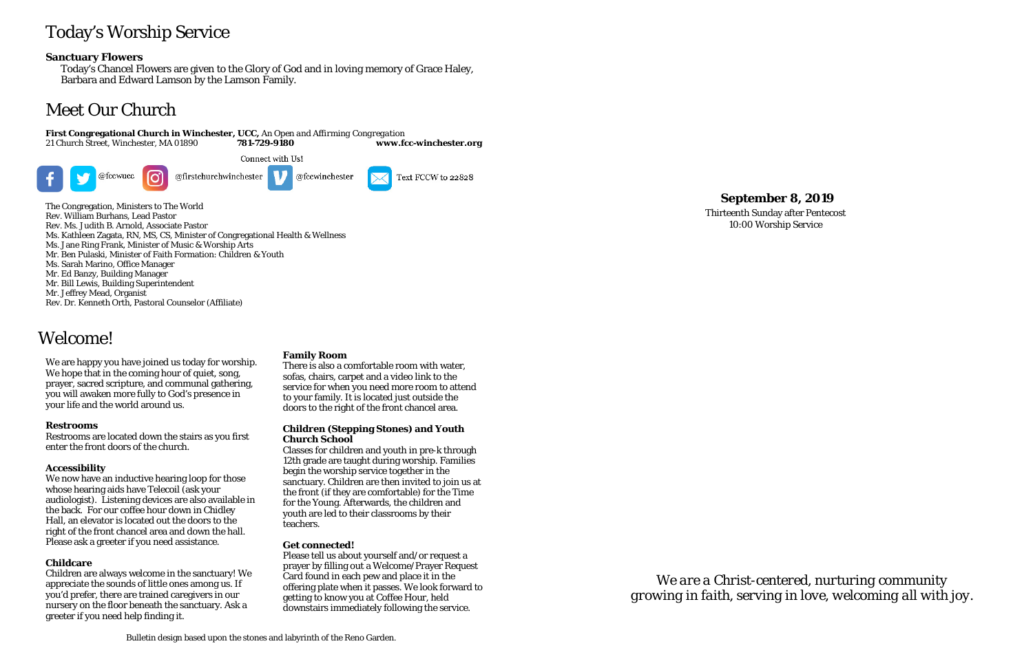# Today's Worship Service

**Sanctuary Flowers**

Today's Chancel Flowers are given to the Glory of God and in loving memory of Grace Haley, Barbara and Edward Lamson by the Lamson Family.

# Meet Our Church

**First Congregational Church in Winchester, UCC,** *An Open and Affirming Congregation*
21 Church Street, Winchester, MA 01890 **781-729-9180** **www.fcc-winchester.org**

Connect with Us!

@fccwucc @firstchurchwinchester @fccwinchester Text FCCW to 22828

The Congregation, Ministers to The World
Rev. William Burhans, Lead Pastor
Rev. Ms. Judith B. Arnold, Associate Pastor
Ms. Kathleen Zagata, RN, MS, CS, Minister of Congregational Health & Wellness
Ms. Jane Ring Frank, Minister of Music & Worship Arts
Mr. Ben Pulaski, Minister of Faith Formation: Children & Youth
Ms. Sarah Marino, Office Manager
Mr. Ed Banzy, Building Manager
Mr. Bill Lewis, Building Superintendent
Mr. Jeffrey Mead, Organist
Rev. Dr. Kenneth Orth, Pastoral Counselor (Affiliate)

# Welcome!

We are happy you have joined us today for worship. We hope that in the coming hour of quiet, song, prayer, sacred scripture, and communal gathering, you will awaken more fully to God's presence in your life and the world around us.

**Restrooms**

Restrooms are located down the stairs as you first enter the front doors of the church.

**Accessibility**

We now have an inductive hearing loop for those whose hearing aids have Telecoil (ask your audiologist). Listening devices are also available in the back. For our coffee hour down in Chidley Hall, an elevator is located out the doors to the right of the front chancel area and down the hall. Please ask a greeter if you need assistance.

**Childcare**

Children are always welcome in the sanctuary! We appreciate the sounds of little ones among us. If you'd prefer, there are trained caregivers in our nursery on the floor beneath the sanctuary. Ask a greeter if you need help finding it.

**Family Room**

There is also a comfortable room with water, sofas, chairs, carpet and a video link to the service for when you need more room to attend to your family. It is located just outside the doors to the right of the front chancel area.

**Children (Stepping Stones) and Youth Church School**

Classes for children and youth in pre-k through 12th grade are taught during worship. Families begin the worship service together in the sanctuary. Children are then invited to join us at the front (if they are comfortable) for the Time for the Young. Afterwards, the children and youth are led to their classrooms by their teachers.

**Get connected!**

Please tell us about yourself and/or request a prayer by filling out a Welcome/Prayer Request Card found in each pew and place it in the offering plate when it passes. We look forward to getting to know you at Coffee Hour, held downstairs immediately following the service.

Bulletin design based upon the stones and labyrinth of the Reno Garden.

**September 8, 2019**
Thirteenth Sunday after Pentecost
10:00 Worship Service

*We are a Christ-centered, nurturing community growing in faith, serving in love, welcoming all with joy.*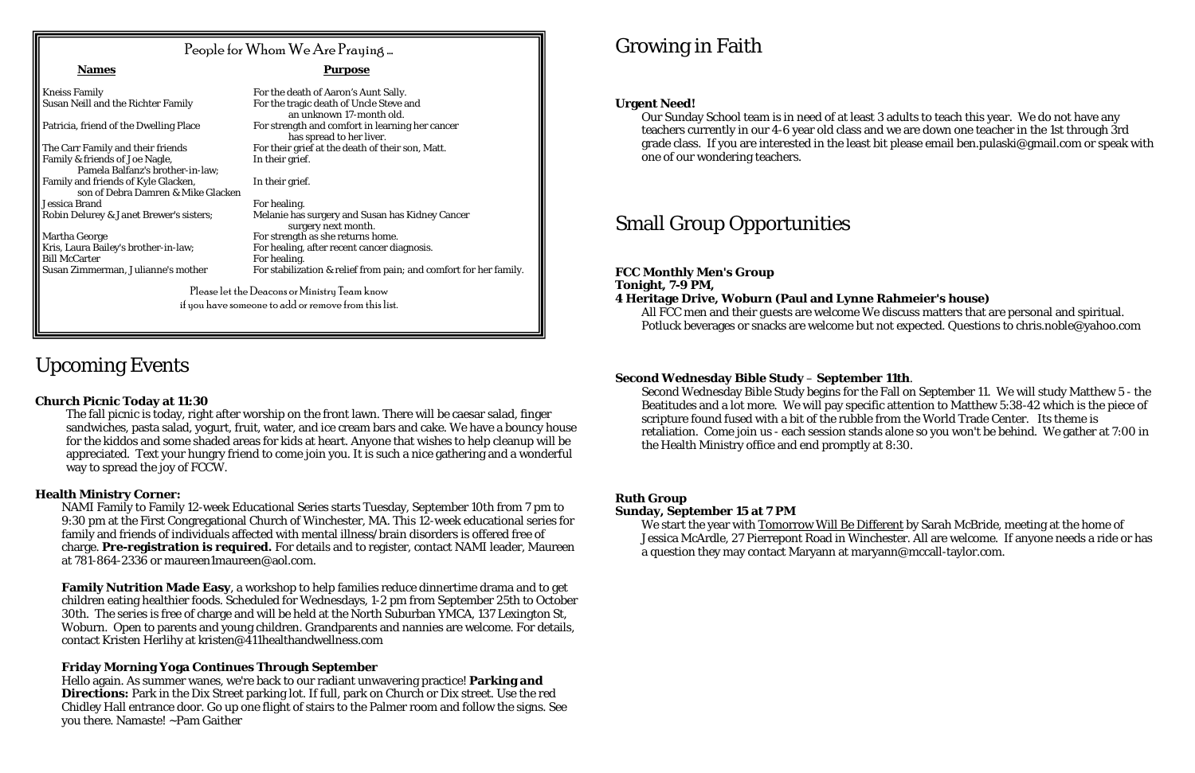## People for Whom We Are Praying ...

| Names | Purpose |
|---|---|
| Kneiss Family | For the death of Aaron's Aunt Sally. |
| Susan Neill and the Richter Family | For the tragic death of Uncle Steve and an unknown 17-month old. |
| Patricia, friend of the Dwelling Place | For strength and comfort in learning her cancer has spread to her liver. |
| The Carr Family and their friends | For their grief at the death of their son, Matt. |
| Family & friends of Joe Nagle, Pamela Balfanz's brother-in-law; | In their grief. |
| Family and friends of Kyle Glacken, son of Debra Damren & Mike Glacken | In their grief. |
| Jessica Brand | For healing. |
| Robin Delurey & Janet Brewer's sisters; | Melanie has surgery and Susan has Kidney Cancer surgery next month. |
| Martha George | For strength as she returns home. |
| Kris, Laura Bailey's brother-in-law; | For healing, after recent cancer diagnosis. |
| Bill McCarter | For healing. |
| Susan Zimmerman, Julianne's mother | For stabilization & relief from pain; and comfort for her family. |

Please let the Deacons or Ministry Team know if you have someone to add or remove from this list.

# Upcoming Events

**Church Picnic Today at 11:30**

The fall picnic is today, right after worship on the front lawn. There will be caesar salad, finger sandwiches, pasta salad, yogurt, fruit, water, and ice cream bars and cake. We have a bouncy house for the kiddos and some shaded areas for kids at heart. Anyone that wishes to help cleanup will be appreciated. Text your hungry friend to come join you. It is such a nice gathering and a wonderful way to spread the joy of FCCW.

**Health Ministry Corner:**

NAMI Family to Family 12-week Educational Series starts Tuesday, September 10th from 7 pm to 9:30 pm at the First Congregational Church of Winchester, MA. This 12-week educational series for family and friends of individuals affected with mental illness/brain disorders is offered free of charge. **Pre-registration is required.** For details and to register, contact NAMI leader, Maureen at 781-864-2336 or maureen1maureen@aol.com.

**Family Nutrition Made Easy**, a workshop to help families reduce dinnertime drama and to get children eating healthier foods. Scheduled for Wednesdays, 1-2 pm from September 25th to October 30th. The series is free of charge and will be held at the North Suburban YMCA, 137 Lexington St, Woburn. Open to parents and young children. Grandparents and nannies are welcome. For details, contact Kristen Herlihy at kristen@411healthandwellness.com

**Friday Morning Yoga Continues Through September**

Hello again. As summer wanes, we're back to our radiant unwavering practice! **Parking and Directions:** Park in the Dix Street parking lot. If full, park on Church or Dix street. Use the red Chidley Hall entrance door. Go up one flight of stairs to the Palmer room and follow the signs. See you there. Namaste! ~Pam Gaither

# Growing in Faith

**Urgent Need!**

Our Sunday School team is in need of at least 3 adults to teach this year. We do not have any teachers currently in our 4-6 year old class and we are down one teacher in the 1st through 3rd grade class. If you are interested in the least bit please email ben.pulaski@gmail.com or speak with one of our wondering teachers.

# Small Group Opportunities

**FCC Monthly Men's Group**
**Tonight, 7-9 PM,**
**4 Heritage Drive, Woburn (Paul and Lynne Rahmeier's house)**

All FCC men and their guests are welcome We discuss matters that are personal and spiritual. Potluck beverages or snacks are welcome but not expected. Questions to chris.noble@yahoo.com

**Second Wednesday Bible Study – September 11th**.

Second Wednesday Bible Study begins for the Fall on September 11. We will study Matthew 5 - the Beatitudes and a lot more. We will pay specific attention to Matthew 5:38-42 which is the piece of scripture found fused with a bit of the rubble from the World Trade Center. Its theme is retaliation. Come join us - each session stands alone so you won't be behind. We gather at 7:00 in the Health Ministry office and end promptly at 8:30.

**Ruth Group**
**Sunday, September 15 at 7 PM**

We start the year with Tomorrow Will Be Different by Sarah McBride, meeting at the home of Jessica McArdle, 27 Pierrepont Road in Winchester. All are welcome. If anyone needs a ride or has a question they may contact Maryann at maryann@mccall-taylor.com.